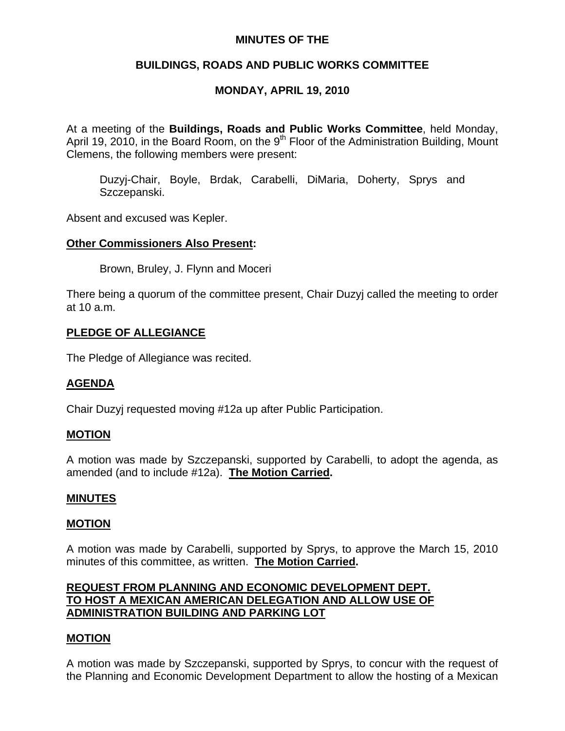# MINUTES OF THE

## BUILDINGS, ROADS AND PUBLIC WORKS COMMITTEE

### MONDAY, APRIL 19, 2010

At a meeting of the **Buildings, Roads and Public Works Committee**, held Monday, April 19, 2010, in the Board Room, on the 9th Floor of the Administration Building, Mount Clemens, the following members were present:

> Duzyj-Chair, Boyle, Brdak, Carabelli, DiMaria, Doherty, Sprys and Szczepanski.

Absent and excused was Kepler.

**Other Commissioners Also Present:**

> Brown, Bruley, J. Flynn and Moceri

There being a quorum of the committee present, Chair Duzyj called the meeting to order at 10 a.m.

**PLEDGE OF ALLEGIANCE**

The Pledge of Allegiance was recited.

**AGENDA**

Chair Duzyj requested moving #12a up after Public Participation.

**MOTION**

A motion was made by Szczepanski, supported by Carabelli, to adopt the agenda, as amended (and to include #12a). **The Motion Carried.**

**MINUTES**

**MOTION**

A motion was made by Carabelli, supported by Sprys, to approve the March 15, 2010 minutes of this committee, as written. **The Motion Carried.**

**REQUEST FROM PLANNING AND ECONOMIC DEVELOPMENT DEPT. TO HOST A MEXICAN AMERICAN DELEGATION AND ALLOW USE OF ADMINISTRATION BUILDING AND PARKING LOT**

**MOTION**

A motion was made by Szczepanski, supported by Sprys, to concur with the request of the Planning and Economic Development Department to allow the hosting of a Mexican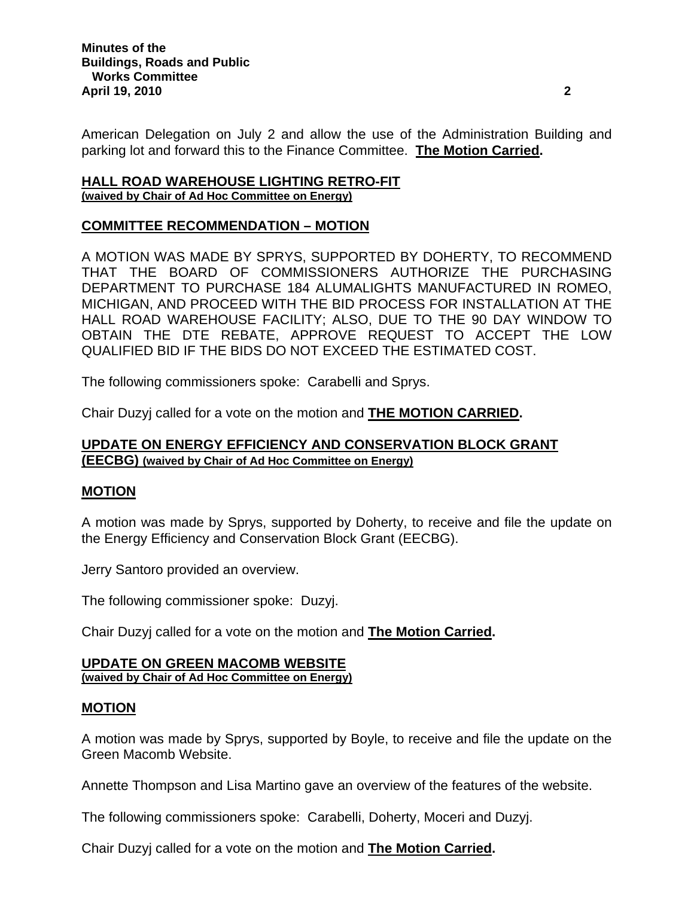American Delegation on July 2 and allow the use of the Administration Building and parking lot and forward this to the Finance Committee. **The Motion Carried.**

## HALL ROAD WAREHOUSE LIGHTING RETRO-FIT
**(waived by Chair of Ad Hoc Committee on Energy)**

### COMMITTEE RECOMMENDATION – MOTION

A MOTION WAS MADE BY SPRYS, SUPPORTED BY DOHERTY, TO RECOMMEND THAT THE BOARD OF COMMISSIONERS AUTHORIZE THE PURCHASING DEPARTMENT TO PURCHASE 184 ALUMALIGHTS MANUFACTURED IN ROMEO, MICHIGAN, AND PROCEED WITH THE BID PROCESS FOR INSTALLATION AT THE HALL ROAD WAREHOUSE FACILITY; ALSO, DUE TO THE 90 DAY WINDOW TO OBTAIN THE DTE REBATE, APPROVE REQUEST TO ACCEPT THE LOW QUALIFIED BID IF THE BIDS DO NOT EXCEED THE ESTIMATED COST.

The following commissioners spoke: Carabelli and Sprys.

Chair Duzyj called for a vote on the motion and **THE MOTION CARRIED.**

## UPDATE ON ENERGY EFFICIENCY AND CONSERVATION BLOCK GRANT (EECBG) (waived by Chair of Ad Hoc Committee on Energy)

### MOTION

A motion was made by Sprys, supported by Doherty, to receive and file the update on the Energy Efficiency and Conservation Block Grant (EECBG).

Jerry Santoro provided an overview.

The following commissioner spoke: Duzyj.

Chair Duzyj called for a vote on the motion and **The Motion Carried.**

## UPDATE ON GREEN MACOMB WEBSITE
**(waived by Chair of Ad Hoc Committee on Energy)**

### MOTION

A motion was made by Sprys, supported by Boyle, to receive and file the update on the Green Macomb Website.

Annette Thompson and Lisa Martino gave an overview of the features of the website.

The following commissioners spoke: Carabelli, Doherty, Moceri and Duzyj.

Chair Duzyj called for a vote on the motion and **The Motion Carried.**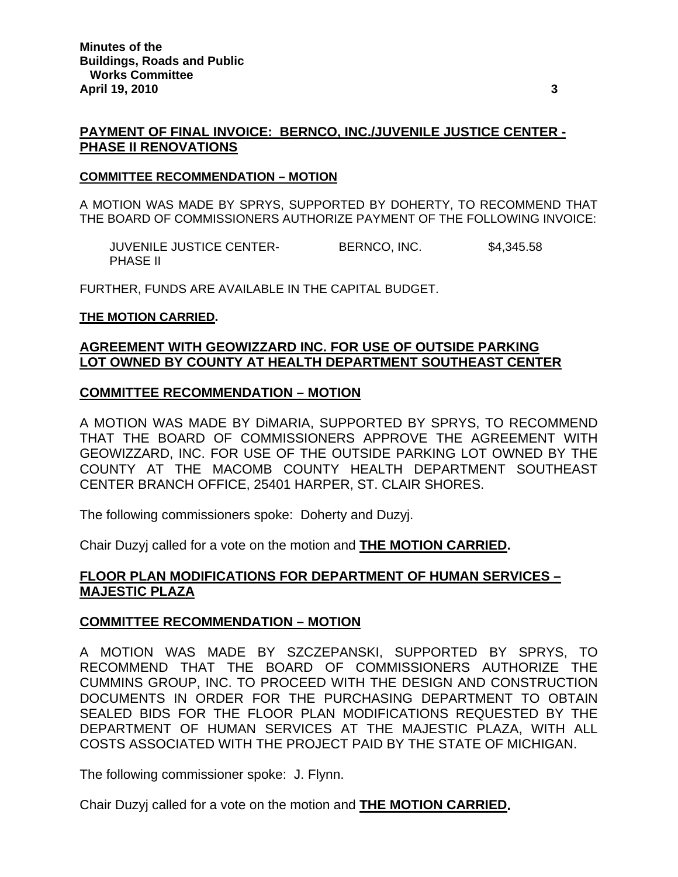## PAYMENT OF FINAL INVOICE: BERNCO, INC./JUVENILE JUSTICE CENTER - PHASE II RENOVATIONS

### COMMITTEE RECOMMENDATION – MOTION

A MOTION WAS MADE BY SPRYS, SUPPORTED BY DOHERTY, TO RECOMMEND THAT THE BOARD OF COMMISSIONERS AUTHORIZE PAYMENT OF THE FOLLOWING INVOICE:

| | | |
|---|---|---|
| JUVENILE JUSTICE CENTER-PHASE II | BERNCO, INC. | $4,345.58 |

FURTHER, FUNDS ARE AVAILABLE IN THE CAPITAL BUDGET.

**THE MOTION CARRIED.**

## AGREEMENT WITH GEOWIZZARD INC. FOR USE OF OUTSIDE PARKING LOT OWNED BY COUNTY AT HEALTH DEPARTMENT SOUTHEAST CENTER

### COMMITTEE RECOMMENDATION – MOTION

A MOTION WAS MADE BY DiMARIA, SUPPORTED BY SPRYS, TO RECOMMEND THAT THE BOARD OF COMMISSIONERS APPROVE THE AGREEMENT WITH GEOWIZZARD, INC. FOR USE OF THE OUTSIDE PARKING LOT OWNED BY THE COUNTY AT THE MACOMB COUNTY HEALTH DEPARTMENT SOUTHEAST CENTER BRANCH OFFICE, 25401 HARPER, ST. CLAIR SHORES.

The following commissioners spoke: Doherty and Duzyj.

Chair Duzyj called for a vote on the motion and **THE MOTION CARRIED.**

## FLOOR PLAN MODIFICATIONS FOR DEPARTMENT OF HUMAN SERVICES – MAJESTIC PLAZA

### COMMITTEE RECOMMENDATION – MOTION

A MOTION WAS MADE BY SZCZEPANSKI, SUPPORTED BY SPRYS, TO RECOMMEND THAT THE BOARD OF COMMISSIONERS AUTHORIZE THE CUMMINS GROUP, INC. TO PROCEED WITH THE DESIGN AND CONSTRUCTION DOCUMENTS IN ORDER FOR THE PURCHASING DEPARTMENT TO OBTAIN SEALED BIDS FOR THE FLOOR PLAN MODIFICATIONS REQUESTED BY THE DEPARTMENT OF HUMAN SERVICES AT THE MAJESTIC PLAZA, WITH ALL COSTS ASSOCIATED WITH THE PROJECT PAID BY THE STATE OF MICHIGAN.

The following commissioner spoke: J. Flynn.

Chair Duzyj called for a vote on the motion and **THE MOTION CARRIED.**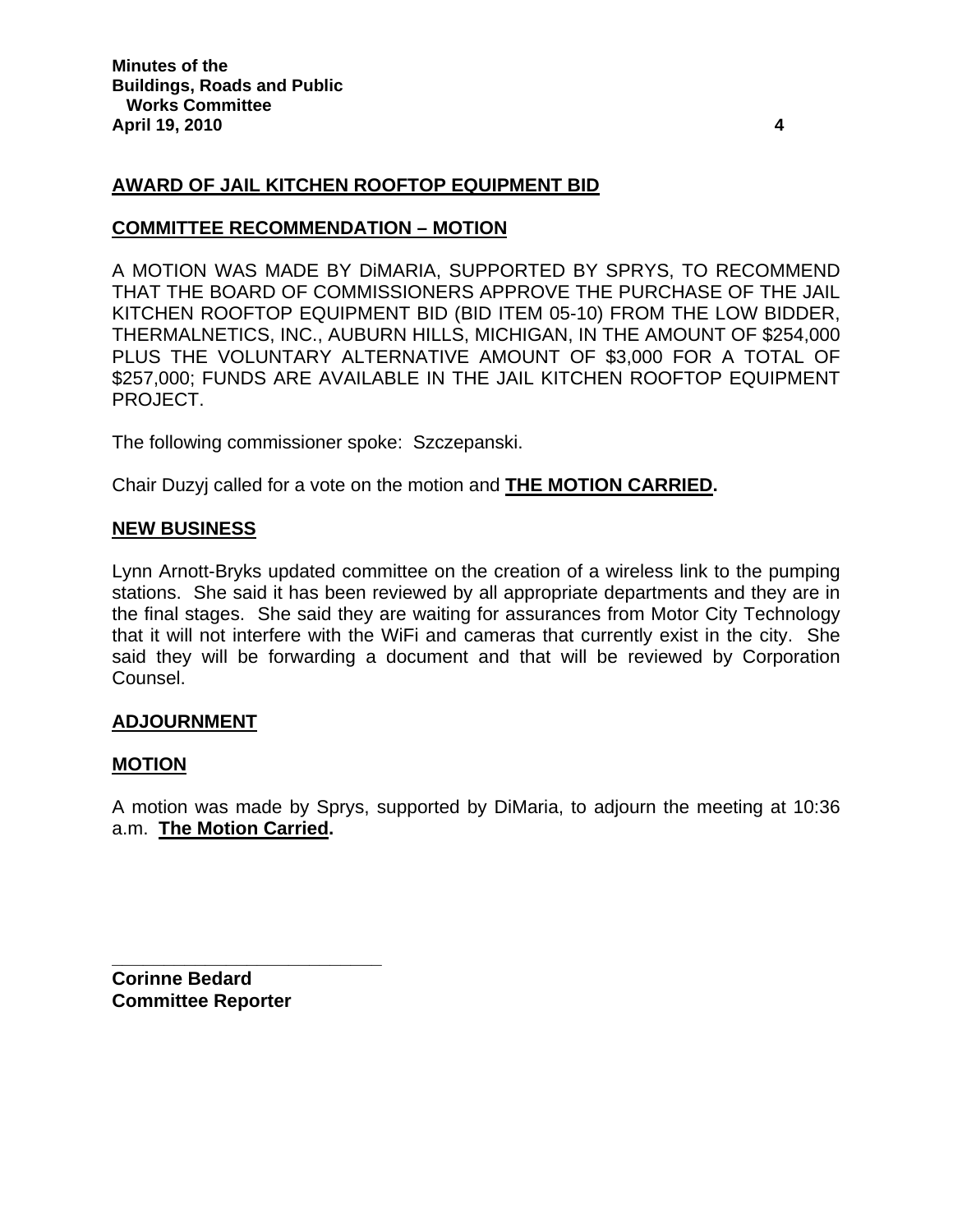**AWARD OF JAIL KITCHEN ROOFTOP EQUIPMENT BID**

**COMMITTEE RECOMMENDATION – MOTION**

A MOTION WAS MADE BY DiMARIA, SUPPORTED BY SPRYS, TO RECOMMEND THAT THE BOARD OF COMMISSIONERS APPROVE THE PURCHASE OF THE JAIL KITCHEN ROOFTOP EQUIPMENT BID (BID ITEM 05-10) FROM THE LOW BIDDER, THERMALNETICS, INC., AUBURN HILLS, MICHIGAN, IN THE AMOUNT OF $254,000 PLUS THE VOLUNTARY ALTERNATIVE AMOUNT OF $3,000 FOR A TOTAL OF $257,000; FUNDS ARE AVAILABLE IN THE JAIL KITCHEN ROOFTOP EQUIPMENT PROJECT.

The following commissioner spoke: Szczepanski.

Chair Duzyj called for a vote on the motion and **THE MOTION CARRIED.**

**NEW BUSINESS**

Lynn Arnott-Bryks updated committee on the creation of a wireless link to the pumping stations. She said it has been reviewed by all appropriate departments and they are in the final stages. She said they are waiting for assurances from Motor City Technology that it will not interfere with the WiFi and cameras that currently exist in the city. She said they will be forwarding a document and that will be reviewed by Corporation Counsel.

**ADJOURNMENT**

**MOTION**

A motion was made by Sprys, supported by DiMaria, to adjourn the meeting at 10:36 a.m. **The Motion Carried.**

\_\_\_\_\_\_\_\_\_\_\_\_\_\_\_\_\_\_\_\_\_\_\_\_\_\_\_\_

**Corinne Bedard**
**Committee Reporter**